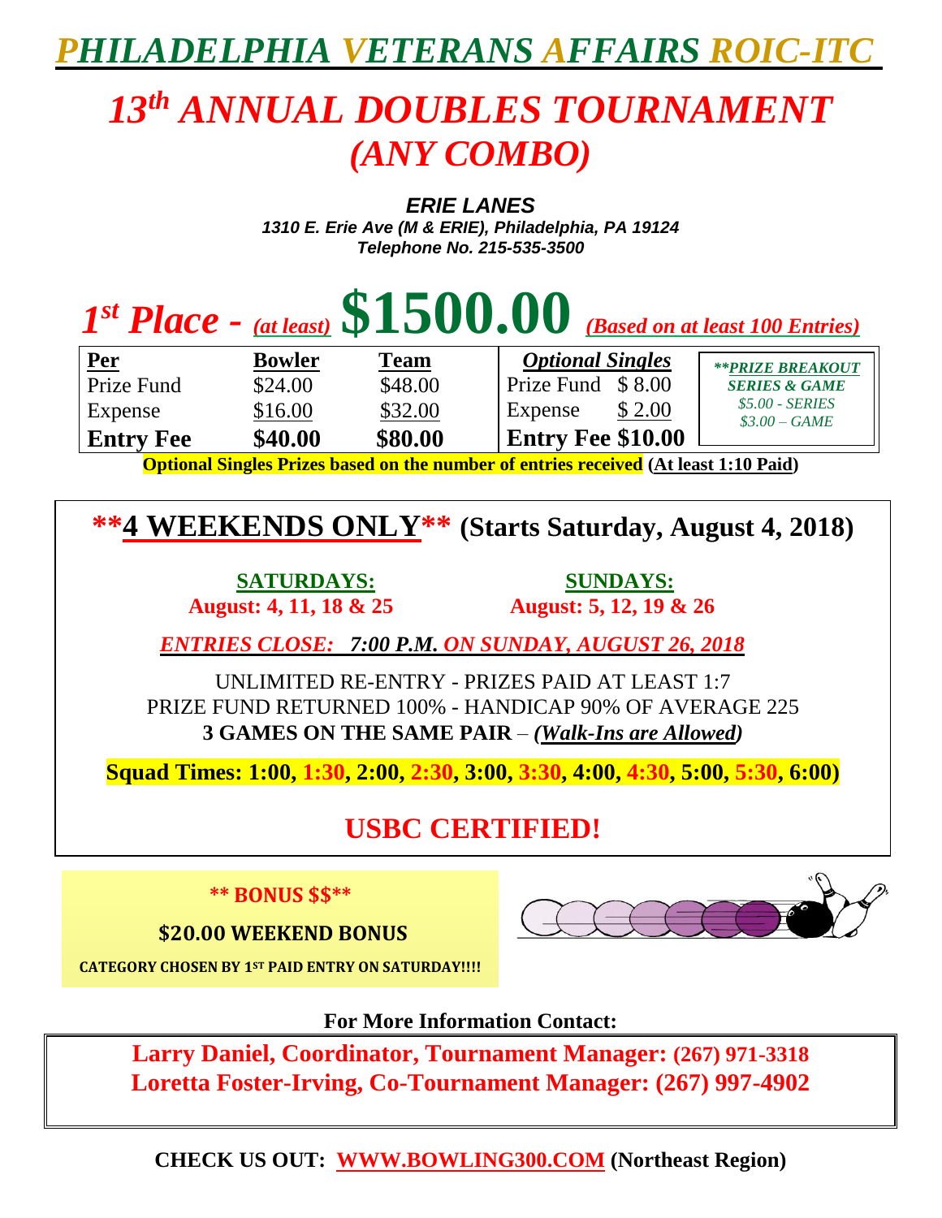# *PHILADELPHIA VETERANS AFFAIRS ROIC-ITC*

# *13th ANNUAL DOUBLES TOURNAMENT (ANY COMBO)*

***ERIE LANES***
***1310 E. Erie Ave (M & ERIE), Philadelphia, PA 19124***
***Telephone No. 215-535-3500***

## *1st Place - (at least)* $1500.00 *(Based on at least 100 Entries)*

| Per | Bowler | Team |
|---|---|---|
| Prize Fund | $24.00 | $48.00 |
| Expense | $16.00 | $32.00 |
| **Entry Fee** | **$40.00** | **$80.00** |

| *Optional Singles* | |
|---|---|
| Prize Fund | $ 8.00 |
| Expense | $ 2.00 |
| **Entry Fee** | **$10.00** |

***\*\*PRIZE BREAKOUT SERIES & GAME***
*$5.00 - SERIES*
*$3.00 – GAME*

**Optional Singles Prizes based on the number of entries received (At least 1:10 Paid)**

## **4 WEEKENDS ONLY** (Starts Saturday, August 4, 2018)

**SATURDAYS:**
**August: 4, 11, 18 & 25**

**SUNDAYS:**
**August: 5, 12, 19 & 26**

*ENTRIES CLOSE: 7:00 P.M. ON SUNDAY, AUGUST 26, 2018*

UNLIMITED RE-ENTRY - PRIZES PAID AT LEAST 1:7
PRIZE FUND RETURNED 100% - HANDICAP 90% OF AVERAGE 225
**3 GAMES ON THE SAME PAIR** – ***(Walk-Ins are Allowed)***

**Squad Times: 1:00, 1:30, 2:00, 2:30, 3:00, 3:30, 4:00, 4:30, 5:00, 5:30, 6:00)**

## USBC CERTIFIED!

**\*\* BONUS $$\*\***

**$20.00 WEEKEND BONUS**

**CATEGORY CHOSEN BY 1ST PAID ENTRY ON SATURDAY!!!!**

**For More Information Contact:**

**Larry Daniel, Coordinator, Tournament Manager: (267) 971-3318**
**Loretta Foster-Irving, Co-Tournament Manager: (267) 997-4902**

**CHECK US OUT: WWW.BOWLING300.COM (Northeast Region)**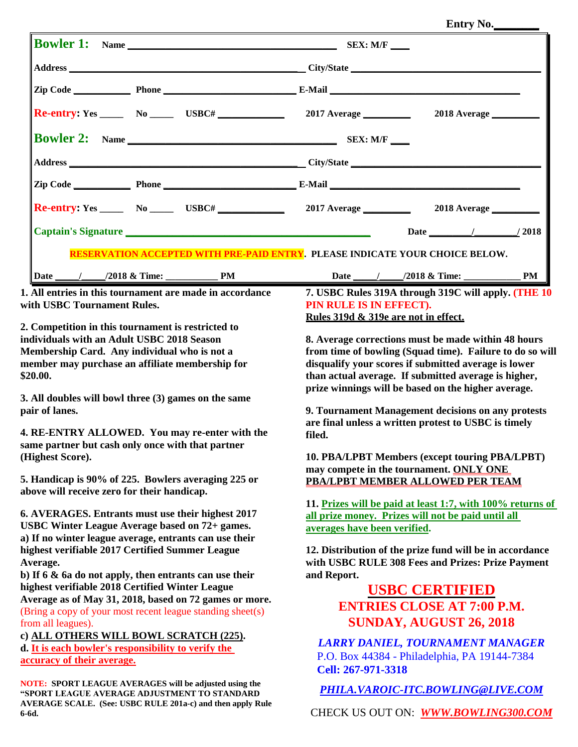Entry No.________

**Bowler 1:** Name ______________________________ SEX: M/F ____

Address ______________________________ City/State ______________________________

Zip Code __________ Phone ____________________ E-Mail ______________________________

**Re-entry:** Yes _____ No _____ USBC# __________ 2017 Average ________ 2018 Average ________

**Bowler 2:** Name ______________________________ SEX: M/F ____

Address ______________________________ City/State ______________________________

Zip Code __________ Phone ____________________ E-Mail ______________________________

**Re-entry:** Yes _____ No _____ USBC# __________ 2017 Average ________ 2018 Average ________

**Captain's Signature** ______________________________ Date ______/______/ 2018

**RESERVATION ACCEPTED WITH PRE-PAID ENTRY. PLEASE INDICATE YOUR CHOICE BELOW.**

Date ____/____/2018 & Time: __________ PM Date ____/____/2018 & Time: __________ PM

**1. All entries in this tournament are made in accordance with USBC Tournament Rules.**

**2. Competition in this tournament is restricted to individuals with an Adult USBC 2018 Season Membership Card. Any individual who is not a member may purchase an affiliate membership for $20.00.**

**3. All doubles will bowl three (3) games on the same pair of lanes.**

**4. RE-ENTRY ALLOWED. You may re-enter with the same partner but cash only once with that partner (Highest Score).**

**5. Handicap is 90% of 225. Bowlers averaging 225 or above will receive zero for their handicap.**

**6. AVERAGES. Entrants must use their highest 2017 USBC Winter League Average based on 72+ games.**
**a) If no winter league average, entrants can use their highest verifiable 2017 Certified Summer League Average.**
**b) If 6 & 6a do not apply, then entrants can use their highest verifiable 2018 Certified Winter League Average as of May 31, 2018, based on 72 games or more.**
(Bring a copy of your most recent league standing sheet(s) from all leagues).
**c) ALL OTHERS WILL BOWL SCRATCH (225).**
**d. It is each bowler's responsibility to verify the accuracy of their average.**

**NOTE: SPORT LEAGUE AVERAGES will be adjusted using the "SPORT LEAGUE AVERAGE ADJUSTMENT TO STANDARD AVERAGE SCALE. (See: USBC RULE 201a-c) and then apply Rule 6-6d.**

**7. USBC Rules 319A through 319C will apply. (THE 10 PIN RULE IS IN EFFECT).**
**Rules 319d & 319e are not in effect.**

**8. Average corrections must be made within 48 hours from time of bowling (Squad time). Failure to do so will disqualify your scores if submitted average is lower than actual average. If submitted average is higher, prize winnings will be based on the higher average.**

**9. Tournament Management decisions on any protests are final unless a written protest to USBC is timely filed.**

**10. PBA/LPBT Members (except touring PBA/LPBT) may compete in the tournament. ONLY ONE PBA/LPBT MEMBER ALLOWED PER TEAM**

**11. Prizes will be paid at least 1:7, with 100% returns of all prize money. Prizes will not be paid until all averages have been verified.**

**12. Distribution of the prize fund will be in accordance with USBC RULE 308 Fees and Prizes: Prize Payment and Report.**

## USBC CERTIFIED

## ENTRIES CLOSE AT 7:00 P.M. SUNDAY, AUGUST 26, 2018

***LARRY DANIEL, TOURNAMENT MANAGER***
P.O. Box 44384 - Philadelphia, PA 19144-7384
**Cell: 267-971-3318**

***PHILA.VAROIC-ITC.BOWLING@LIVE.COM***

CHECK US OUT ON: ***WWW.BOWLING300.COM***